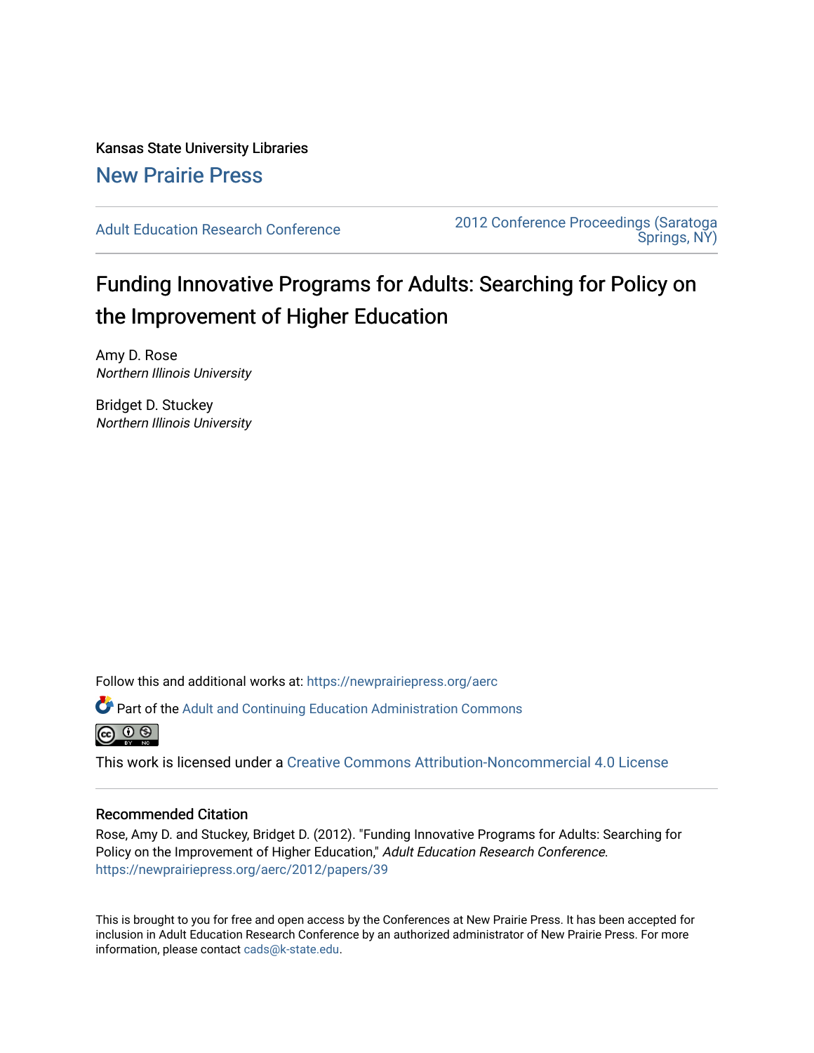Kansas State University Libraries

New Prairie Press

Adult Education Research Conference

2012 Conference Proceedings (Saratoga Springs, NY)

# Funding Innovative Programs for Adults: Searching for Policy on the Improvement of Higher Education

Amy D. Rose
*Northern Illinois University*

Bridget D. Stuckey
*Northern Illinois University*

Follow this and additional works at: https://newprairiepress.org/aerc

Part of the Adult and Continuing Education Administration Commons

This work is licensed under a Creative Commons Attribution-Noncommercial 4.0 License

## Recommended Citation

Rose, Amy D. and Stuckey, Bridget D. (2012). "Funding Innovative Programs for Adults: Searching for Policy on the Improvement of Higher Education," *Adult Education Research Conference*. https://newprairiepress.org/aerc/2012/papers/39

This is brought to you for free and open access by the Conferences at New Prairie Press. It has been accepted for inclusion in Adult Education Research Conference by an authorized administrator of New Prairie Press. For more information, please contact cads@k-state.edu.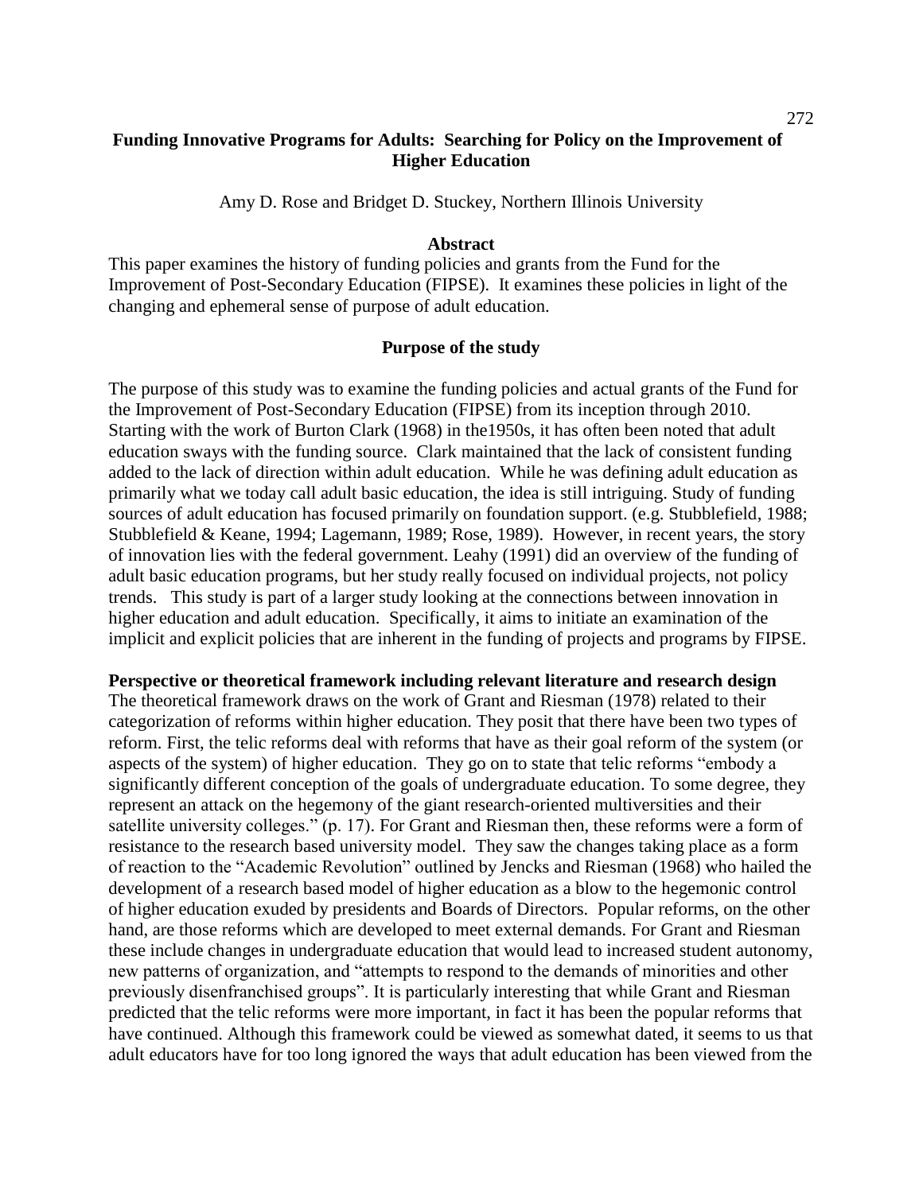# Funding Innovative Programs for Adults: Searching for Policy on the Improvement of Higher Education

Amy D. Rose and Bridget D. Stuckey, Northern Illinois University

## Abstract

This paper examines the history of funding policies and grants from the Fund for the Improvement of Post-Secondary Education (FIPSE). It examines these policies in light of the changing and ephemeral sense of purpose of adult education.

## Purpose of the study

The purpose of this study was to examine the funding policies and actual grants of the Fund for the Improvement of Post-Secondary Education (FIPSE) from its inception through 2010. Starting with the work of Burton Clark (1968) in the1950s, it has often been noted that adult education sways with the funding source. Clark maintained that the lack of consistent funding added to the lack of direction within adult education. While he was defining adult education as primarily what we today call adult basic education, the idea is still intriguing. Study of funding sources of adult education has focused primarily on foundation support. (e.g. Stubblefield, 1988; Stubblefield & Keane, 1994; Lagemann, 1989; Rose, 1989). However, in recent years, the story of innovation lies with the federal government. Leahy (1991) did an overview of the funding of adult basic education programs, but her study really focused on individual projects, not policy trends. This study is part of a larger study looking at the connections between innovation in higher education and adult education. Specifically, it aims to initiate an examination of the implicit and explicit policies that are inherent in the funding of projects and programs by FIPSE.

**Perspective or theoretical framework including relevant literature and research design**

The theoretical framework draws on the work of Grant and Riesman (1978) related to their categorization of reforms within higher education. They posit that there have been two types of reform. First, the telic reforms deal with reforms that have as their goal reform of the system (or aspects of the system) of higher education. They go on to state that telic reforms "embody a significantly different conception of the goals of undergraduate education. To some degree, they represent an attack on the hegemony of the giant research-oriented multiversities and their satellite university colleges." (p. 17). For Grant and Riesman then, these reforms were a form of resistance to the research based university model. They saw the changes taking place as a form of reaction to the "Academic Revolution" outlined by Jencks and Riesman (1968) who hailed the development of a research based model of higher education as a blow to the hegemonic control of higher education exuded by presidents and Boards of Directors. Popular reforms, on the other hand, are those reforms which are developed to meet external demands. For Grant and Riesman these include changes in undergraduate education that would lead to increased student autonomy, new patterns of organization, and "attempts to respond to the demands of minorities and other previously disenfranchised groups". It is particularly interesting that while Grant and Riesman predicted that the telic reforms were more important, in fact it has been the popular reforms that have continued. Although this framework could be viewed as somewhat dated, it seems to us that adult educators have for too long ignored the ways that adult education has been viewed from the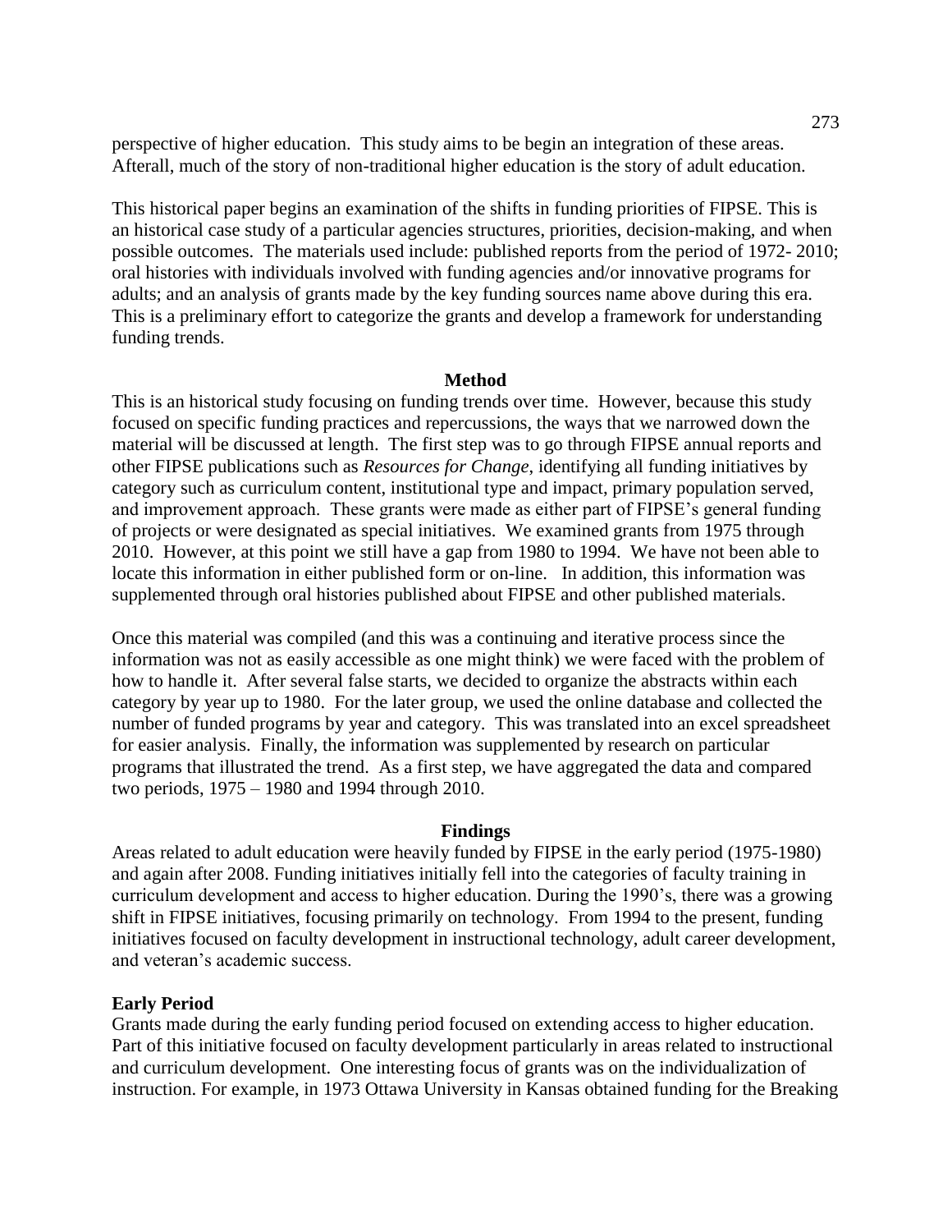perspective of higher education. This study aims to be begin an integration of these areas. Afterall, much of the story of non-traditional higher education is the story of adult education.

This historical paper begins an examination of the shifts in funding priorities of FIPSE. This is an historical case study of a particular agencies structures, priorities, decision-making, and when possible outcomes. The materials used include: published reports from the period of 1972- 2010; oral histories with individuals involved with funding agencies and/or innovative programs for adults; and an analysis of grants made by the key funding sources name above during this era. This is a preliminary effort to categorize the grants and develop a framework for understanding funding trends.

## Method

This is an historical study focusing on funding trends over time. However, because this study focused on specific funding practices and repercussions, the ways that we narrowed down the material will be discussed at length. The first step was to go through FIPSE annual reports and other FIPSE publications such as *Resources for Change*, identifying all funding initiatives by category such as curriculum content, institutional type and impact, primary population served, and improvement approach. These grants were made as either part of FIPSE's general funding of projects or were designated as special initiatives. We examined grants from 1975 through 2010. However, at this point we still have a gap from 1980 to 1994. We have not been able to locate this information in either published form or on-line. In addition, this information was supplemented through oral histories published about FIPSE and other published materials.

Once this material was compiled (and this was a continuing and iterative process since the information was not as easily accessible as one might think) we were faced with the problem of how to handle it. After several false starts, we decided to organize the abstracts within each category by year up to 1980. For the later group, we used the online database and collected the number of funded programs by year and category. This was translated into an excel spreadsheet for easier analysis. Finally, the information was supplemented by research on particular programs that illustrated the trend. As a first step, we have aggregated the data and compared two periods, 1975 – 1980 and 1994 through 2010.

## Findings

Areas related to adult education were heavily funded by FIPSE in the early period (1975-1980) and again after 2008. Funding initiatives initially fell into the categories of faculty training in curriculum development and access to higher education. During the 1990's, there was a growing shift in FIPSE initiatives, focusing primarily on technology. From 1994 to the present, funding initiatives focused on faculty development in instructional technology, adult career development, and veteran's academic success.

### Early Period

Grants made during the early funding period focused on extending access to higher education. Part of this initiative focused on faculty development particularly in areas related to instructional and curriculum development. One interesting focus of grants was on the individualization of instruction. For example, in 1973 Ottawa University in Kansas obtained funding for the Breaking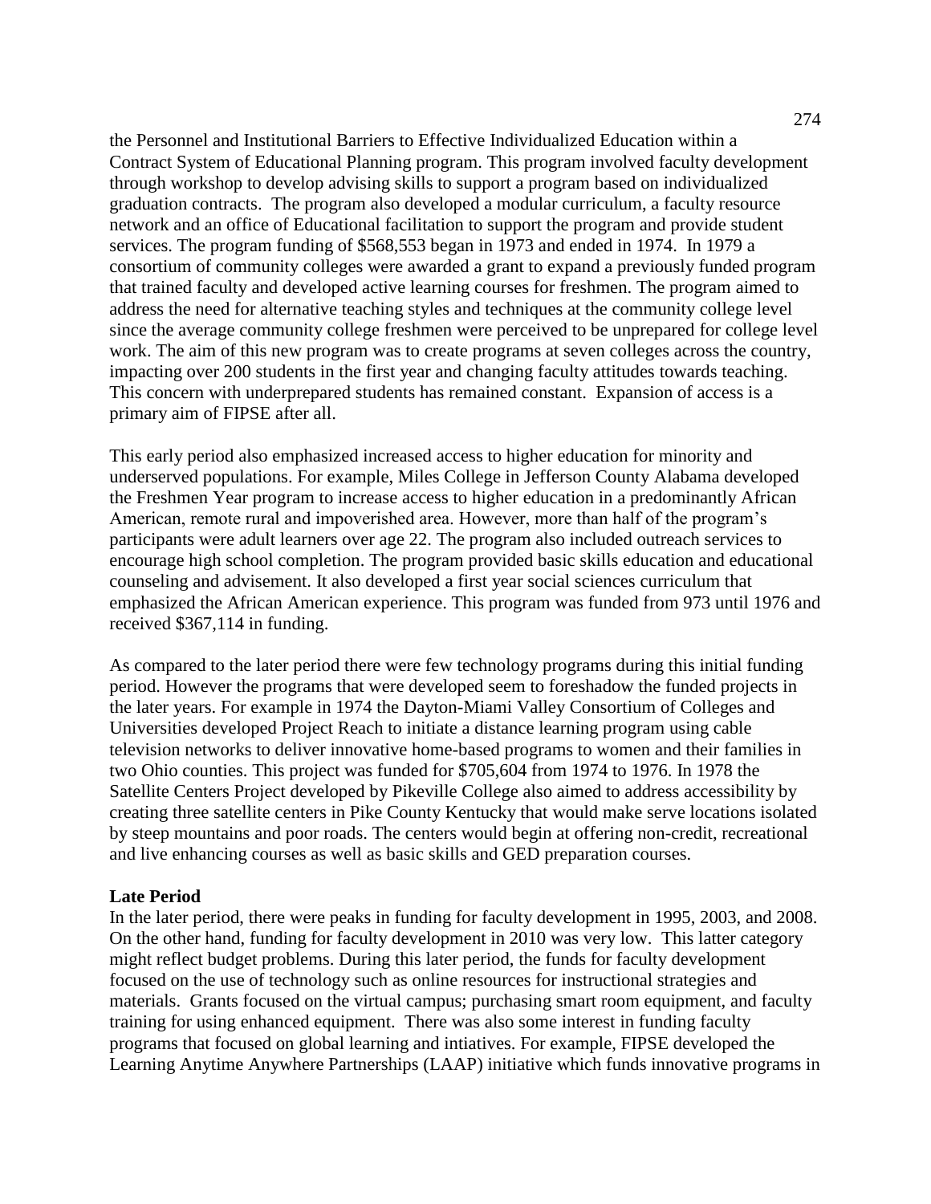the Personnel and Institutional Barriers to Effective Individualized Education within a Contract System of Educational Planning program. This program involved faculty development through workshop to develop advising skills to support a program based on individualized graduation contracts. The program also developed a modular curriculum, a faculty resource network and an office of Educational facilitation to support the program and provide student services. The program funding of $568,553 began in 1973 and ended in 1974. In 1979 a consortium of community colleges were awarded a grant to expand a previously funded program that trained faculty and developed active learning courses for freshmen. The program aimed to address the need for alternative teaching styles and techniques at the community college level since the average community college freshmen were perceived to be unprepared for college level work. The aim of this new program was to create programs at seven colleges across the country, impacting over 200 students in the first year and changing faculty attitudes towards teaching. This concern with underprepared students has remained constant. Expansion of access is a primary aim of FIPSE after all.

This early period also emphasized increased access to higher education for minority and underserved populations. For example, Miles College in Jefferson County Alabama developed the Freshmen Year program to increase access to higher education in a predominantly African American, remote rural and impoverished area. However, more than half of the program's participants were adult learners over age 22. The program also included outreach services to encourage high school completion. The program provided basic skills education and educational counseling and advisement. It also developed a first year social sciences curriculum that emphasized the African American experience. This program was funded from 973 until 1976 and received $367,114 in funding.

As compared to the later period there were few technology programs during this initial funding period. However the programs that were developed seem to foreshadow the funded projects in the later years. For example in 1974 the Dayton-Miami Valley Consortium of Colleges and Universities developed Project Reach to initiate a distance learning program using cable television networks to deliver innovative home-based programs to women and their families in two Ohio counties. This project was funded for $705,604 from 1974 to 1976. In 1978 the Satellite Centers Project developed by Pikeville College also aimed to address accessibility by creating three satellite centers in Pike County Kentucky that would make serve locations isolated by steep mountains and poor roads. The centers would begin at offering non-credit, recreational and live enhancing courses as well as basic skills and GED preparation courses.

**Late Period**

In the later period, there were peaks in funding for faculty development in 1995, 2003, and 2008. On the other hand, funding for faculty development in 2010 was very low. This latter category might reflect budget problems. During this later period, the funds for faculty development focused on the use of technology such as online resources for instructional strategies and materials. Grants focused on the virtual campus; purchasing smart room equipment, and faculty training for using enhanced equipment. There was also some interest in funding faculty programs that focused on global learning and intiatives. For example, FIPSE developed the Learning Anytime Anywhere Partnerships (LAAP) initiative which funds innovative programs in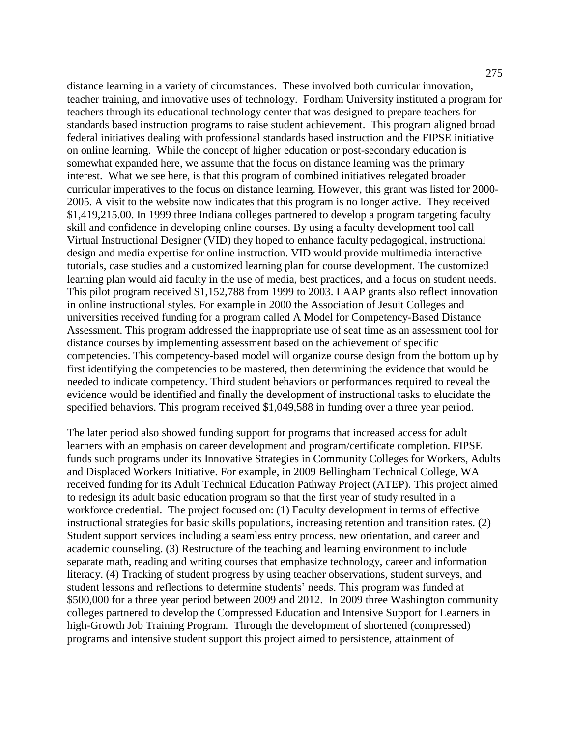distance learning in a variety of circumstances. These involved both curricular innovation, teacher training, and innovative uses of technology. Fordham University instituted a program for teachers through its educational technology center that was designed to prepare teachers for standards based instruction programs to raise student achievement. This program aligned broad federal initiatives dealing with professional standards based instruction and the FIPSE initiative on online learning. While the concept of higher education or post-secondary education is somewhat expanded here, we assume that the focus on distance learning was the primary interest. What we see here, is that this program of combined initiatives relegated broader curricular imperatives to the focus on distance learning. However, this grant was listed for 2000-2005. A visit to the website now indicates that this program is no longer active. They received $1,419,215.00. In 1999 three Indiana colleges partnered to develop a program targeting faculty skill and confidence in developing online courses. By using a faculty development tool call Virtual Instructional Designer (VID) they hoped to enhance faculty pedagogical, instructional design and media expertise for online instruction. VID would provide multimedia interactive tutorials, case studies and a customized learning plan for course development. The customized learning plan would aid faculty in the use of media, best practices, and a focus on student needs. This pilot program received $1,152,788 from 1999 to 2003. LAAP grants also reflect innovation in online instructional styles. For example in 2000 the Association of Jesuit Colleges and universities received funding for a program called A Model for Competency-Based Distance Assessment. This program addressed the inappropriate use of seat time as an assessment tool for distance courses by implementing assessment based on the achievement of specific competencies. This competency-based model will organize course design from the bottom up by first identifying the competencies to be mastered, then determining the evidence that would be needed to indicate competency. Third student behaviors or performances required to reveal the evidence would be identified and finally the development of instructional tasks to elucidate the specified behaviors. This program received $1,049,588 in funding over a three year period.

The later period also showed funding support for programs that increased access for adult learners with an emphasis on career development and program/certificate completion. FIPSE funds such programs under its Innovative Strategies in Community Colleges for Workers, Adults and Displaced Workers Initiative. For example, in 2009 Bellingham Technical College, WA received funding for its Adult Technical Education Pathway Project (ATEP). This project aimed to redesign its adult basic education program so that the first year of study resulted in a workforce credential. The project focused on: (1) Faculty development in terms of effective instructional strategies for basic skills populations, increasing retention and transition rates. (2) Student support services including a seamless entry process, new orientation, and career and academic counseling. (3) Restructure of the teaching and learning environment to include separate math, reading and writing courses that emphasize technology, career and information literacy. (4) Tracking of student progress by using teacher observations, student surveys, and student lessons and reflections to determine students' needs. This program was funded at $500,000 for a three year period between 2009 and 2012. In 2009 three Washington community colleges partnered to develop the Compressed Education and Intensive Support for Learners in high-Growth Job Training Program. Through the development of shortened (compressed) programs and intensive student support this project aimed to persistence, attainment of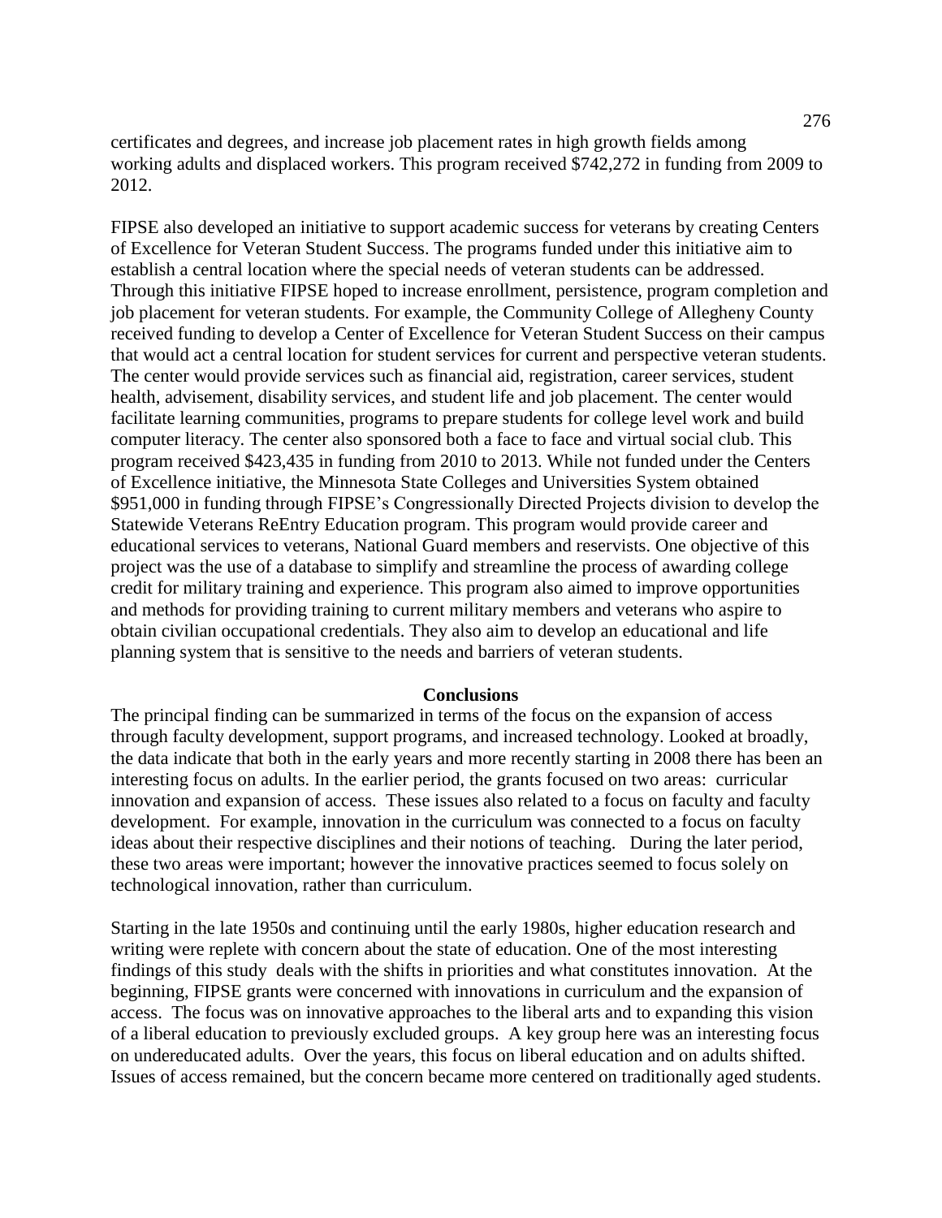certificates and degrees, and increase job placement rates in high growth fields among working adults and displaced workers. This program received $742,272 in funding from 2009 to 2012.

FIPSE also developed an initiative to support academic success for veterans by creating Centers of Excellence for Veteran Student Success. The programs funded under this initiative aim to establish a central location where the special needs of veteran students can be addressed. Through this initiative FIPSE hoped to increase enrollment, persistence, program completion and job placement for veteran students. For example, the Community College of Allegheny County received funding to develop a Center of Excellence for Veteran Student Success on their campus that would act a central location for student services for current and perspective veteran students. The center would provide services such as financial aid, registration, career services, student health, advisement, disability services, and student life and job placement. The center would facilitate learning communities, programs to prepare students for college level work and build computer literacy. The center also sponsored both a face to face and virtual social club. This program received $423,435 in funding from 2010 to 2013. While not funded under the Centers of Excellence initiative, the Minnesota State Colleges and Universities System obtained $951,000 in funding through FIPSE's Congressionally Directed Projects division to develop the Statewide Veterans ReEntry Education program. This program would provide career and educational services to veterans, National Guard members and reservists. One objective of this project was the use of a database to simplify and streamline the process of awarding college credit for military training and experience. This program also aimed to improve opportunities and methods for providing training to current military members and veterans who aspire to obtain civilian occupational credentials. They also aim to develop an educational and life planning system that is sensitive to the needs and barriers of veteran students.

## Conclusions

The principal finding can be summarized in terms of the focus on the expansion of access through faculty development, support programs, and increased technology. Looked at broadly, the data indicate that both in the early years and more recently starting in 2008 there has been an interesting focus on adults. In the earlier period, the grants focused on two areas: curricular innovation and expansion of access. These issues also related to a focus on faculty and faculty development. For example, innovation in the curriculum was connected to a focus on faculty ideas about their respective disciplines and their notions of teaching. During the later period, these two areas were important; however the innovative practices seemed to focus solely on technological innovation, rather than curriculum.

Starting in the late 1950s and continuing until the early 1980s, higher education research and writing were replete with concern about the state of education. One of the most interesting findings of this study deals with the shifts in priorities and what constitutes innovation. At the beginning, FIPSE grants were concerned with innovations in curriculum and the expansion of access. The focus was on innovative approaches to the liberal arts and to expanding this vision of a liberal education to previously excluded groups. A key group here was an interesting focus on undereducated adults. Over the years, this focus on liberal education and on adults shifted. Issues of access remained, but the concern became more centered on traditionally aged students.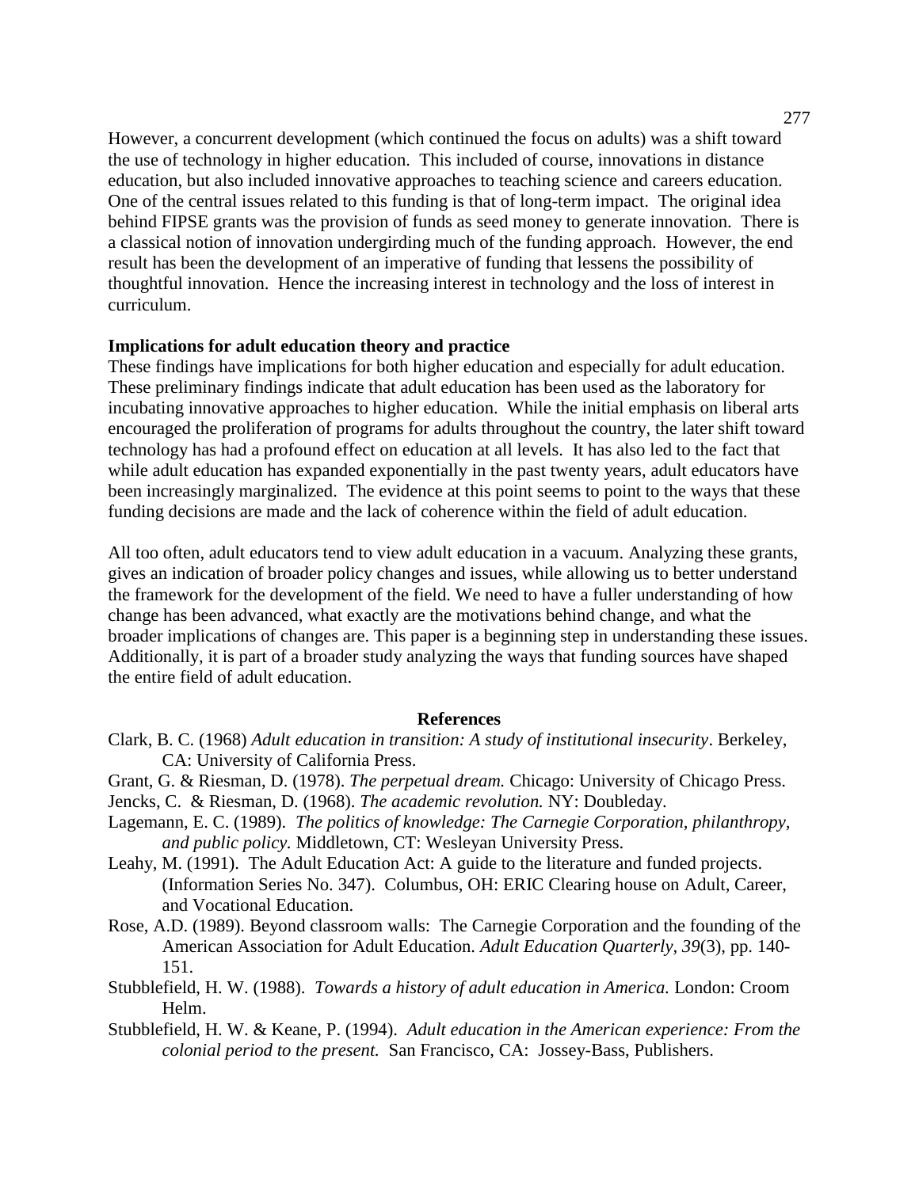However, a concurrent development (which continued the focus on adults) was a shift toward the use of technology in higher education. This included of course, innovations in distance education, but also included innovative approaches to teaching science and careers education. One of the central issues related to this funding is that of long-term impact. The original idea behind FIPSE grants was the provision of funds as seed money to generate innovation. There is a classical notion of innovation undergirding much of the funding approach. However, the end result has been the development of an imperative of funding that lessens the possibility of thoughtful innovation. Hence the increasing interest in technology and the loss of interest in curriculum.

**Implications for adult education theory and practice**

These findings have implications for both higher education and especially for adult education. These preliminary findings indicate that adult education has been used as the laboratory for incubating innovative approaches to higher education. While the initial emphasis on liberal arts encouraged the proliferation of programs for adults throughout the country, the later shift toward technology has had a profound effect on education at all levels. It has also led to the fact that while adult education has expanded exponentially in the past twenty years, adult educators have been increasingly marginalized. The evidence at this point seems to point to the ways that these funding decisions are made and the lack of coherence within the field of adult education.

All too often, adult educators tend to view adult education in a vacuum. Analyzing these grants, gives an indication of broader policy changes and issues, while allowing us to better understand the framework for the development of the field. We need to have a fuller understanding of how change has been advanced, what exactly are the motivations behind change, and what the broader implications of changes are. This paper is a beginning step in understanding these issues. Additionally, it is part of a broader study analyzing the ways that funding sources have shaped the entire field of adult education.

**References**

Clark, B. C. (1968) *Adult education in transition: A study of institutional insecurity*. Berkeley, CA: University of California Press.

Grant, G. & Riesman, D. (1978). *The perpetual dream.* Chicago: University of Chicago Press.

Jencks, C. & Riesman, D. (1968). *The academic revolution.* NY: Doubleday.

Lagemann, E. C. (1989). *The politics of knowledge: The Carnegie Corporation, philanthropy, and public policy.* Middletown, CT: Wesleyan University Press.

Leahy, M. (1991). The Adult Education Act: A guide to the literature and funded projects. (Information Series No. 347). Columbus, OH: ERIC Clearing house on Adult, Career, and Vocational Education.

Rose, A.D. (1989). Beyond classroom walls: The Carnegie Corporation and the founding of the American Association for Adult Education. *Adult Education Quarterly*, *39*(3), pp. 140-151.

Stubblefield, H. W. (1988). *Towards a history of adult education in America.* London: Croom Helm.

Stubblefield, H. W. & Keane, P. (1994). *Adult education in the American experience: From the colonial period to the present.* San Francisco, CA: Jossey-Bass, Publishers.